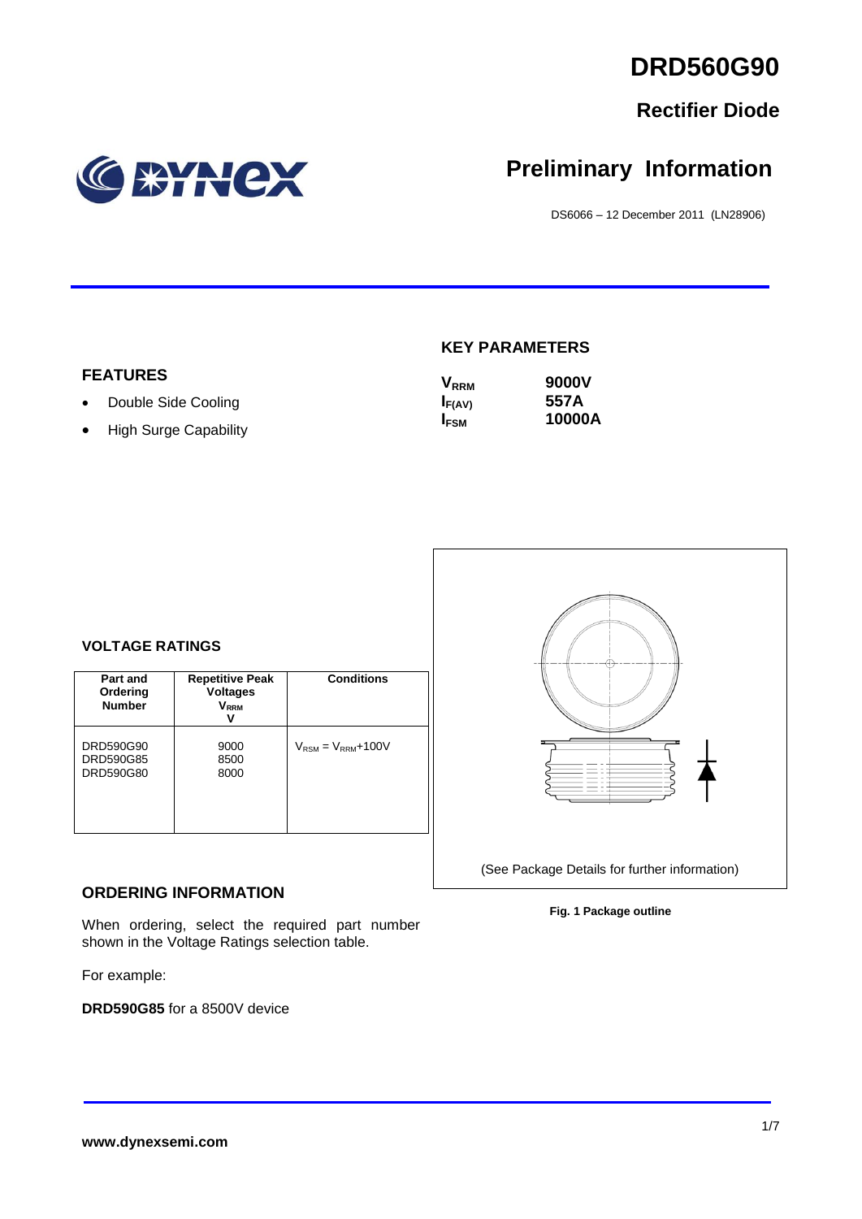# DRD560G90

## Rectifier Diode

## Preliminary Information

DS6066 – 12 December 2011 (LN28906)

### FEATURES

- Double Side Cooling
- High Surge Capability

### KEY PARAMETERS

| | |
|---|---|
| $V_{RRM}$ | **9000V** |
| $I_{F(AV)}$ | **557A** |
| $I_{FSM}$ | **10000A** |

### VOLTAGE RATINGS

| Part and Ordering Number | Repetitive Peak Voltages $V_{RRM}$ V | Conditions |
|---|---|---|
| DRD590G90<br>DRD590G85<br>DRD590G80 | 9000<br>8500<br>8000 | $V_{RSM} = V_{RRM}$+100V |

(See Package Details for further information)

**Fig. 1 Package outline**

### ORDERING INFORMATION

When ordering, select the required part number shown in the Voltage Ratings selection table.

For example:

**DRD590G85** for a 8500V device

www.dynexsemi.com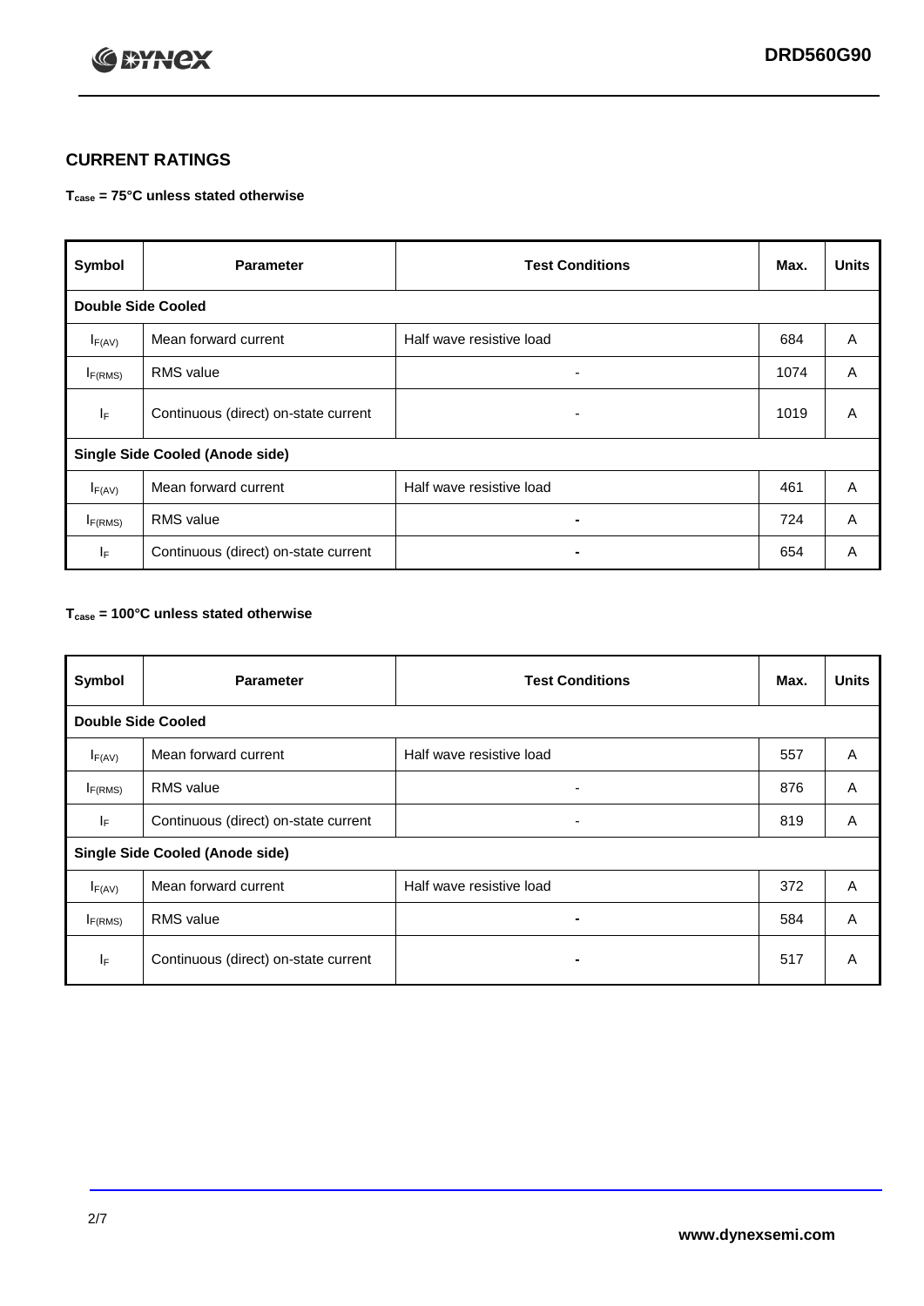## CURRENT RATINGS

**$T_{case}$ = 75°C unless stated otherwise**

| Symbol | Parameter | Test Conditions | Max. | Units |
|---|---|---|---|---|
| **Double Side Cooled** | | | | |
| $I_{F(AV)}$ | Mean forward current | Half wave resistive load | 684 | A |
| $I_{F(RMS)}$ | RMS value | - | 1074 | A |
| $I_F$ | Continuous (direct) on-state current | - | 1019 | A |
| **Single Side Cooled (Anode side)** | | | | |
| $I_{F(AV)}$ | Mean forward current | Half wave resistive load | 461 | A |
| $I_{F(RMS)}$ | RMS value | - | 724 | A |
| $I_F$ | Continuous (direct) on-state current | - | 654 | A |

**$T_{case}$ = 100°C unless stated otherwise**

| Symbol | Parameter | Test Conditions | Max. | Units |
|---|---|---|---|---|
| **Double Side Cooled** | | | | |
| $I_{F(AV)}$ | Mean forward current | Half wave resistive load | 557 | A |
| $I_{F(RMS)}$ | RMS value | - | 876 | A |
| $I_F$ | Continuous (direct) on-state current | - | 819 | A |
| **Single Side Cooled (Anode side)** | | | | |
| $I_{F(AV)}$ | Mean forward current | Half wave resistive load | 372 | A |
| $I_{F(RMS)}$ | RMS value | - | 584 | A |
| $I_F$ | Continuous (direct) on-state current | - | 517 | A |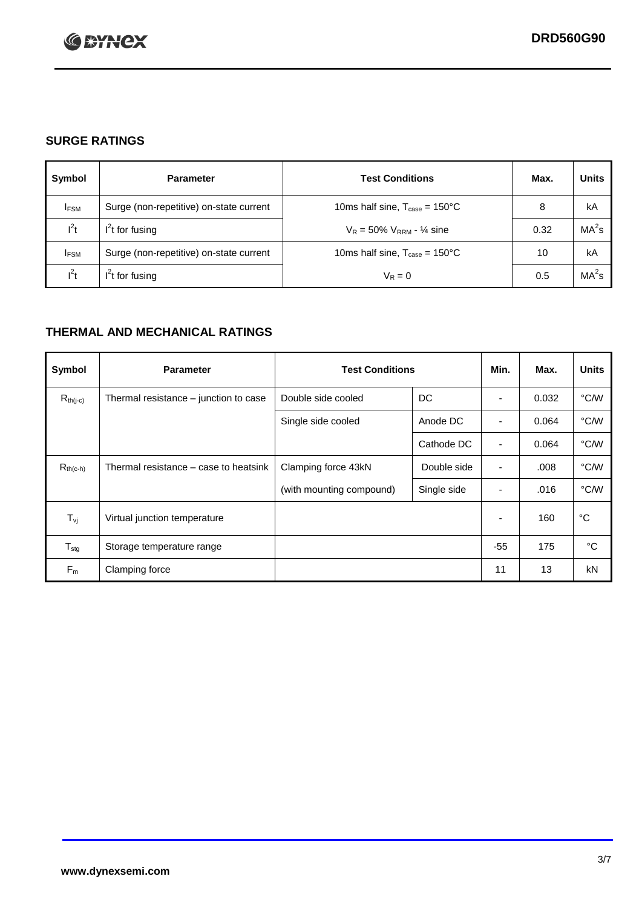## SURGE RATINGS

| Symbol | Parameter | Test Conditions | Max. | Units |
|---|---|---|---|---|
| $I_{FSM}$ | Surge (non-repetitive) on-state current | 10ms half sine, $T_{case}$ = 150°C | 8 | kA |
| $I^2t$ | $I^2t$ for fusing | $V_R$ = 50% $V_{RRM}$ - ¼ sine | 0.32 | $MA^2s$ |
| $I_{FSM}$ | Surge (non-repetitive) on-state current | 10ms half sine, $T_{case}$ = 150°C | 10 | kA |
| $I^2t$ | $I^2t$ for fusing | $V_R$ = 0 | 0.5 | $MA^2s$ |

## THERMAL AND MECHANICAL RATINGS

| Symbol | Parameter | Test Conditions | | Min. | Max. | Units |
|---|---|---|---|---|---|---|
| $R_{th(j-c)}$ | Thermal resistance – junction to case | Double side cooled | DC | - | 0.032 | °C/W |
| | | Single side cooled | Anode DC | - | 0.064 | °C/W |
| | | | Cathode DC | - | 0.064 | °C/W |
| $R_{th(c-h)}$ | Thermal resistance – case to heatsink | Clamping force 43kN | Double side | - | .008 | °C/W |
| | | (with mounting compound) | Single side | - | .016 | °C/W |
| $T_{vj}$ | Virtual junction temperature | | | - | 160 | °C |
| $T_{stg}$ | Storage temperature range | | | -55 | 175 | °C |
| $F_m$ | Clamping force | | | 11 | 13 | kN |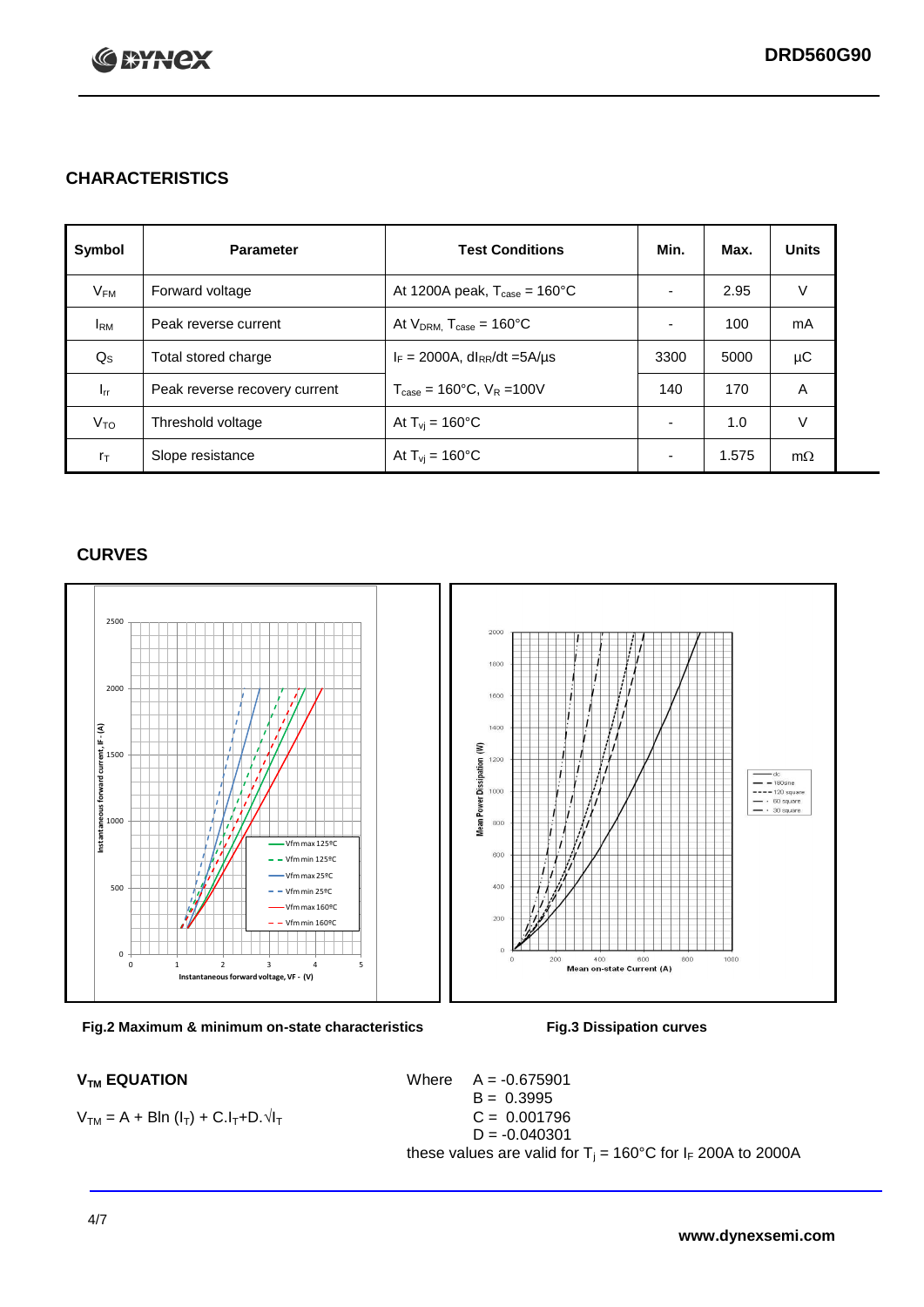## CHARACTERISTICS

| Symbol | Parameter | Test Conditions | Min. | Max. | Units |
|---|---|---|---|---|---|
| $V_{FM}$ | Forward voltage | At 1200A peak, $T_{case}$ = 160°C | - | 2.95 | V |
| $I_{RM}$ | Peak reverse current | At $V_{DRM}$, $T_{case}$ = 160°C | - | 100 | mA |
| $Q_S$ | Total stored charge | $I_F$ = 2000A, $dI_{RR}/dt$ =5A/µs | 3300 | 5000 | µC |
| $I_{rr}$ | Peak reverse recovery current | $T_{case}$ = 160°C, $V_R$ =100V | 140 | 170 | A |
| $V_{TO}$ | Threshold voltage | At $T_{vj}$ = 160°C | - | 1.0 | V |
| $r_T$ | Slope resistance | At $T_{vj}$ = 160°C | - | 1.575 | mΩ |

## CURVES

Fig.2 Maximum & minimum on-state characteristics

Fig.3 Dissipation curves

## $V_{TM}$ EQUATION

$V_{TM} = A + B\ln(I_T) + C.I_T + D.\sqrt{I_T}$

Where A = -0.675901
B = 0.3995
C = 0.001796
D = -0.040301

these values are valid for $T_j$ = 160°C for $I_F$ 200A to 2000A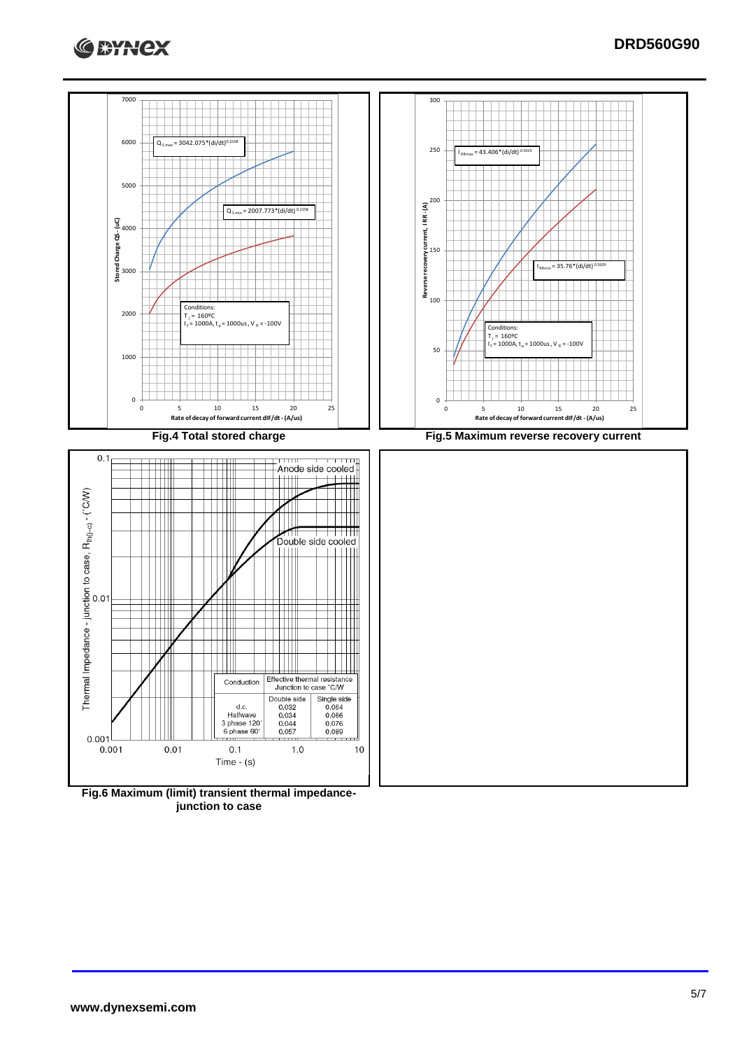Fig.4 Total stored charge

Fig.5 Maximum reverse recovery current

| Conduction | Effective thermal resistance Junction to case °C/W | |
|---|---|---|
| | Double side | Single side |
| d.c. | 0.032 | 0.064 |
| Halfwave | 0.034 | 0.066 |
| 3 phase 120° | 0.044 | 0.076 |
| 6 phase 60° | 0.057 | 0.089 |

Fig.6 Maximum (limit) transient thermal impedance-junction to case

www.dynexsemi.com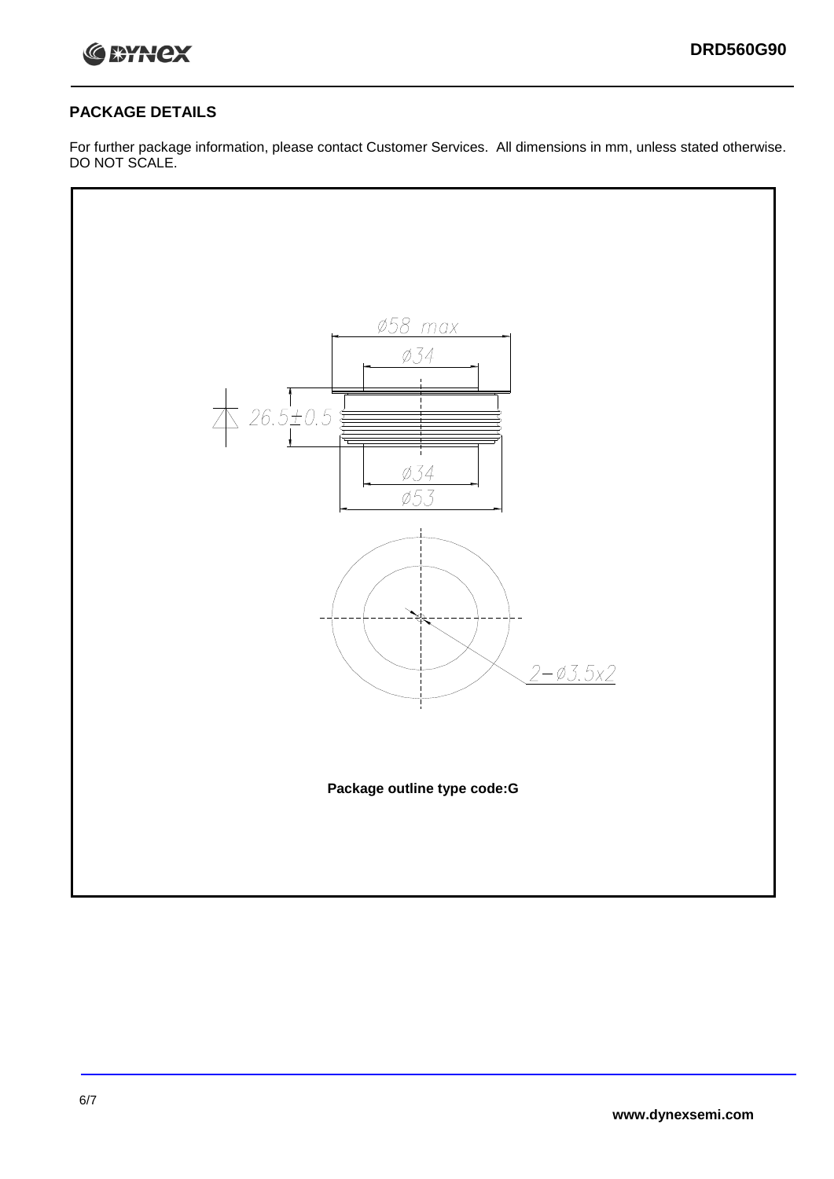## PACKAGE DETAILS

For further package information, please contact Customer Services. All dimensions in mm, unless stated otherwise. DO NOT SCALE.

Ø58 max

Ø34

26.5±0.5

Ø34

Ø53

2−Ø3.5x2

**Package outline type code:G**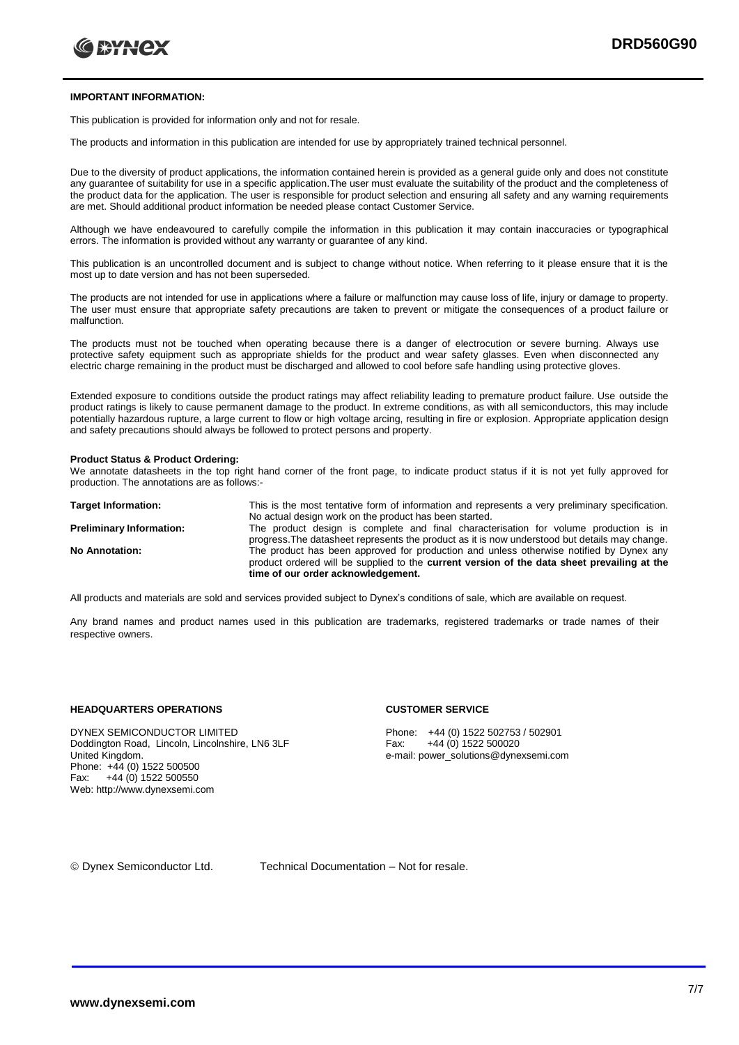**IMPORTANT INFORMATION:**

This publication is provided for information only and not for resale.

The products and information in this publication are intended for use by appropriately trained technical personnel.

Due to the diversity of product applications, the information contained herein is provided as a general guide only and does not constitute any guarantee of suitability for use in a specific application.The user must evaluate the suitability of the product and the completeness of the product data for the application. The user is responsible for product selection and ensuring all safety and any warning requirements are met. Should additional product information be needed please contact Customer Service.

Although we have endeavoured to carefully compile the information in this publication it may contain inaccuracies or typographical errors. The information is provided without any warranty or guarantee of any kind.

This publication is an uncontrolled document and is subject to change without notice. When referring to it please ensure that it is the most up to date version and has not been superseded.

The products are not intended for use in applications where a failure or malfunction may cause loss of life, injury or damage to property. The user must ensure that appropriate safety precautions are taken to prevent or mitigate the consequences of a product failure or malfunction.

The products must not be touched when operating because there is a danger of electrocution or severe burning. Always use protective safety equipment such as appropriate shields for the product and wear safety glasses. Even when disconnected any electric charge remaining in the product must be discharged and allowed to cool before safe handling using protective gloves.

Extended exposure to conditions outside the product ratings may affect reliability leading to premature product failure. Use outside the product ratings is likely to cause permanent damage to the product. In extreme conditions, as with all semiconductors, this may include potentially hazardous rupture, a large current to flow or high voltage arcing, resulting in fire or explosion. Appropriate application design and safety precautions should always be followed to protect persons and property.

**Product Status & Product Ordering:**

We annotate datasheets in the top right hand corner of the front page, to indicate product status if it is not yet fully approved for production. The annotations are as follows:-

| | |
|---|---|
| **Target Information:** | This is the most tentative form of information and represents a very preliminary specification. No actual design work on the product has been started. |
| **Preliminary Information:** | The product design is complete and final characterisation for volume production is in progress.The datasheet represents the product as it is now understood but details may change. |
| **No Annotation:** | The product has been approved for production and unless otherwise notified by Dynex any product ordered will be supplied to the **current version of the data sheet prevailing at the time of our order acknowledgement.** |

All products and materials are sold and services provided subject to Dynex's conditions of sale, which are available on request.

Any brand names and product names used in this publication are trademarks, registered trademarks or trade names of their respective owners.

**HEADQUARTERS OPERATIONS**

DYNEX SEMICONDUCTOR LIMITED
Doddington Road, Lincoln, Lincolnshire, LN6 3LF
United Kingdom.
Phone: +44 (0) 1522 500500
Fax: +44 (0) 1522 500550
Web: http://www.dynexsemi.com

**CUSTOMER SERVICE**

Phone: +44 (0) 1522 502753 / 502901
Fax: +44 (0) 1522 500020
e-mail: power_solutions@dynexsemi.com

© Dynex Semiconductor Ltd. Technical Documentation – Not for resale.